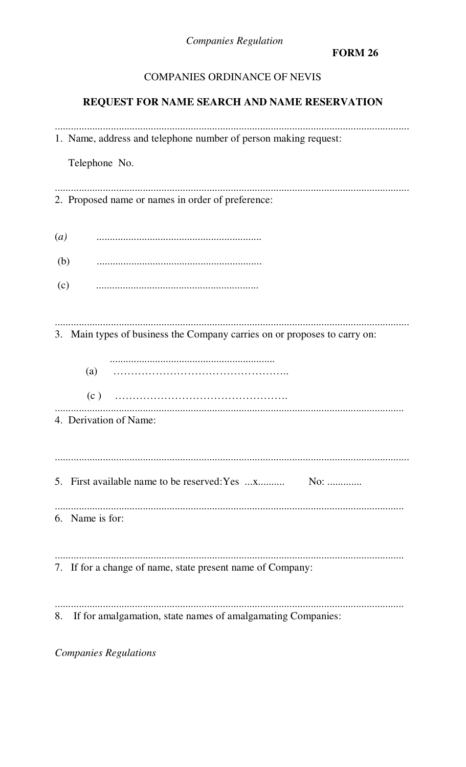FORM 26

COMPANIES ORDINANCE OF NEVIS

**REQUEST FOR NAME SEARCH AND NAME RESERVATION**

.................................................................................................................................

1. Name, address and telephone number of person making request:

   Telephone No.

.................................................................................................................................

2. Proposed name or names in order of preference:

(*a*) ..............................................................

(b) ..............................................................

(c) ..............................................................

.................................................................................................................................

3. Main types of business the Company carries on or proposes to carry on:

   ..............................................................

   (a) …………………………………………..

   (c ) ………………………………………….

.................................................................................................................................

4. Derivation of Name:

.................................................................................................................................

5. First available name to be reserved: Yes ...x.......... No: .............

.................................................................................................................................

6. Name is for:

.................................................................................................................................

7. If for a change of name, state present name of Company:

.................................................................................................................................

8. If for amalgamation, state names of amalgamating Companies: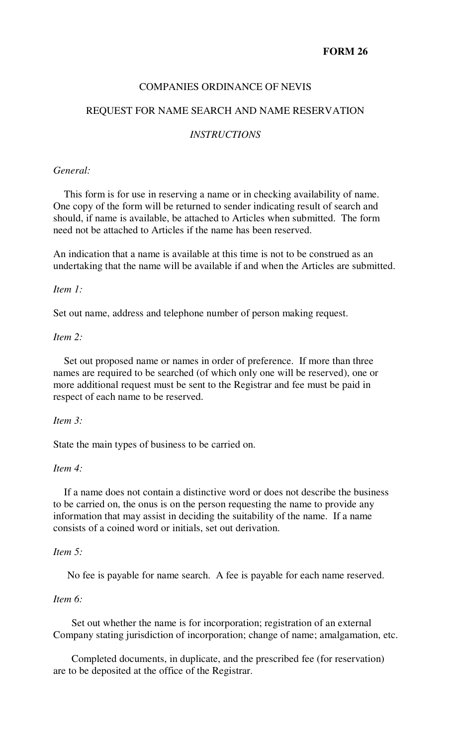**FORM 26**

COMPANIES ORDINANCE OF NEVIS

REQUEST FOR NAME SEARCH AND NAME RESERVATION

*INSTRUCTIONS*

*General:*

This form is for use in reserving a name or in checking availability of name. One copy of the form will be returned to sender indicating result of search and should, if name is available, be attached to Articles when submitted. The form need not be attached to Articles if the name has been reserved.

An indication that a name is available at this time is not to be construed as an undertaking that the name will be available if and when the Articles are submitted.

*Item 1:*

Set out name, address and telephone number of person making request.

*Item 2:*

Set out proposed name or names in order of preference. If more than three names are required to be searched (of which only one will be reserved), one or more additional request must be sent to the Registrar and fee must be paid in respect of each name to be reserved.

*Item 3:*

State the main types of business to be carried on.

*Item 4:*

If a name does not contain a distinctive word or does not describe the business to be carried on, the onus is on the person requesting the name to provide any information that may assist in deciding the suitability of the name. If a name consists of a coined word or initials, set out derivation.

*Item 5:*

No fee is payable for name search. A fee is payable for each name reserved.

*Item 6:*

Set out whether the name is for incorporation; registration of an external Company stating jurisdiction of incorporation; change of name; amalgamation, etc.

Completed documents, in duplicate, and the prescribed fee (for reservation) are to be deposited at the office of the Registrar.